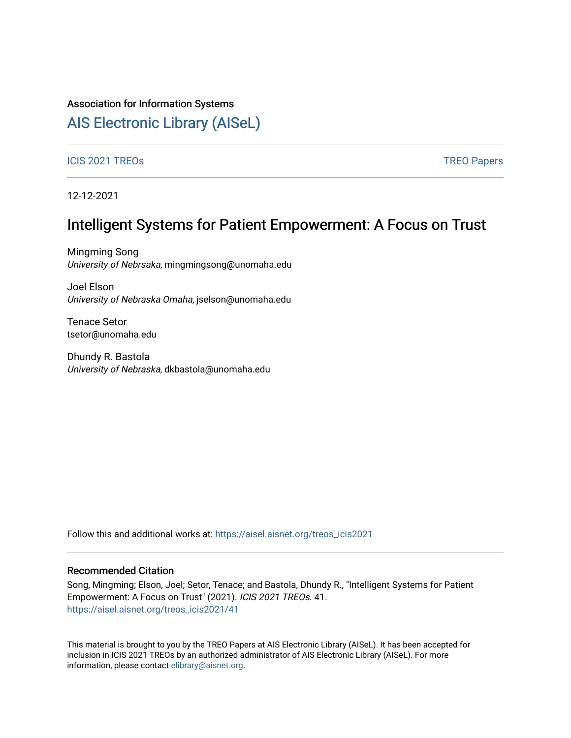Association for Information Systems

# AIS Electronic Library (AISeL)

ICIS 2021 TREOs

TREO Papers

12-12-2021

## Intelligent Systems for Patient Empowerment: A Focus on Trust

Mingming Song
*University of Nebrsaka*, mingmingsong@unomaha.edu

Joel Elson
*University of Nebraska Omaha*, jselson@unomaha.edu

Tenace Setor
tsetor@unomaha.edu

Dhundy R. Bastola
*University of Nebraska*, dkbastola@unomaha.edu

Follow this and additional works at: https://aisel.aisnet.org/treos_icis2021

### Recommended Citation

Song, Mingming; Elson, Joel; Setor, Tenace; and Bastola, Dhundy R., "Intelligent Systems for Patient Empowerment: A Focus on Trust" (2021). *ICIS 2021 TREOs*. 41.
https://aisel.aisnet.org/treos_icis2021/41

This material is brought to you by the TREO Papers at AIS Electronic Library (AISeL). It has been accepted for inclusion in ICIS 2021 TREOs by an authorized administrator of AIS Electronic Library (AISeL). For more information, please contact elibrary@aisnet.org.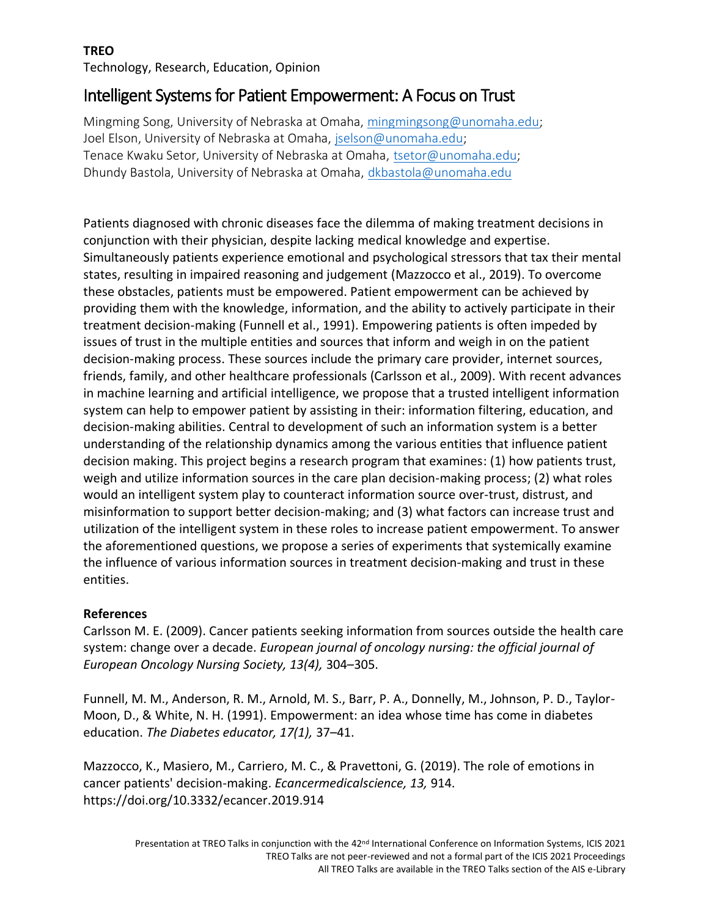**TREO**

Technology, Research, Education, Opinion

# Intelligent Systems for Patient Empowerment: A Focus on Trust

Mingming Song, University of Nebraska at Omaha, mingmingsong@unomaha.edu;
Joel Elson, University of Nebraska at Omaha, jselson@unomaha.edu;
Tenace Kwaku Setor, University of Nebraska at Omaha, tsetor@unomaha.edu;
Dhundy Bastola, University of Nebraska at Omaha, dkbastola@unomaha.edu

Patients diagnosed with chronic diseases face the dilemma of making treatment decisions in conjunction with their physician, despite lacking medical knowledge and expertise. Simultaneously patients experience emotional and psychological stressors that tax their mental states, resulting in impaired reasoning and judgement (Mazzocco et al., 2019). To overcome these obstacles, patients must be empowered. Patient empowerment can be achieved by providing them with the knowledge, information, and the ability to actively participate in their treatment decision-making (Funnell et al., 1991). Empowering patients is often impeded by issues of trust in the multiple entities and sources that inform and weigh in on the patient decision-making process. These sources include the primary care provider, internet sources, friends, family, and other healthcare professionals (Carlsson et al., 2009). With recent advances in machine learning and artificial intelligence, we propose that a trusted intelligent information system can help to empower patient by assisting in their: information filtering, education, and decision-making abilities. Central to development of such an information system is a better understanding of the relationship dynamics among the various entities that influence patient decision making. This project begins a research program that examines: (1) how patients trust, weigh and utilize information sources in the care plan decision-making process; (2) what roles would an intelligent system play to counteract information source over-trust, distrust, and misinformation to support better decision-making; and (3) what factors can increase trust and utilization of the intelligent system in these roles to increase patient empowerment. To answer the aforementioned questions, we propose a series of experiments that systemically examine the influence of various information sources in treatment decision-making and trust in these entities.

**References**

Carlsson M. E. (2009). Cancer patients seeking information from sources outside the health care system: change over a decade. *European journal of oncology nursing: the official journal of European Oncology Nursing Society, 13(4),* 304–305.

Funnell, M. M., Anderson, R. M., Arnold, M. S., Barr, P. A., Donnelly, M., Johnson, P. D., Taylor-Moon, D., & White, N. H. (1991). Empowerment: an idea whose time has come in diabetes education. *The Diabetes educator, 17(1),* 37–41.

Mazzocco, K., Masiero, M., Carriero, M. C., & Pravettoni, G. (2019). The role of emotions in cancer patients' decision-making. *Ecancermedicalscience, 13,* 914. https://doi.org/10.3332/ecancer.2019.914

Presentation at TREO Talks in conjunction with the 42nd International Conference on Information Systems, ICIS 2021
TREO Talks are not peer-reviewed and not a formal part of the ICIS 2021 Proceedings
All TREO Talks are available in the TREO Talks section of the AIS e-Library